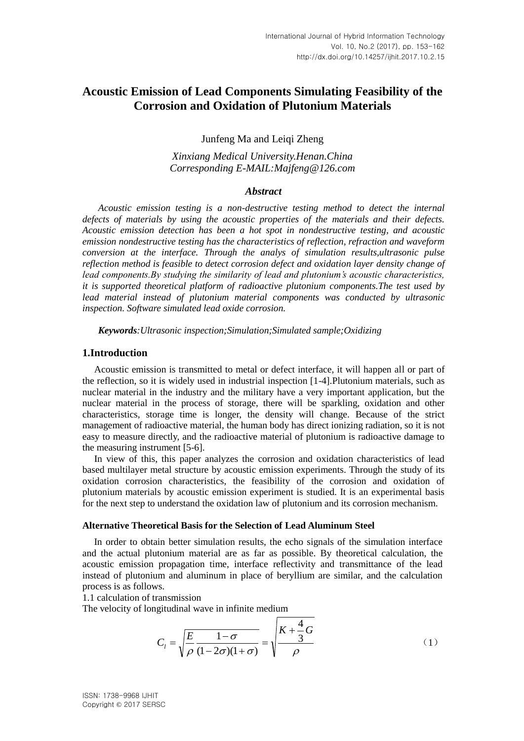# Acoustic Emission of Lead Components Simulating Feasibility of the Corrosion and Oxidation of Plutonium Materials

Junfeng Ma and Leiqi Zheng

*Xinxiang Medical University.Henan.China*
*Corresponding E-MAIL:Majfeng@126.com*

### *Abstract*

*Acoustic emission testing is a non-destructive testing method to detect the internal defects of materials by using the acoustic properties of the materials and their defects. Acoustic emission detection has been a hot spot in nondestructive testing, and acoustic emission nondestructive testing has the characteristics of reflection, refraction and waveform conversion at the interface. Through the analys of simulation results,ultrasonic pulse reflection method is feasible to detect corrosion defect and oxidation layer density change of lead components.By studying the similarity of lead and plutonium's acoustic characteristics, it is supported theoretical platform of radioactive plutonium components.The test used by lead material instead of plutonium material components was conducted by ultrasonic inspection. Software simulated lead oxide corrosion.*

***Keywords**:Ultrasonic inspection;Simulation;Simulated sample;Oxidizing*

## 1.Introduction

Acoustic emission is transmitted to metal or defect interface, it will happen all or part of the reflection, so it is widely used in industrial inspection [1-4].Plutonium materials, such as nuclear material in the industry and the military have a very important application, but the nuclear material in the process of storage, there will be sparkling, oxidation and other characteristics, storage time is longer, the density will change. Because of the strict management of radioactive material, the human body has direct ionizing radiation, so it is not easy to measure directly, and the radioactive material of plutonium is radioactive damage to the measuring instrument [5-6].

In view of this, this paper analyzes the corrosion and oxidation characteristics of lead based multilayer metal structure by acoustic emission experiments. Through the study of its oxidation corrosion characteristics, the feasibility of the corrosion and oxidation of plutonium materials by acoustic emission experiment is studied. It is an experimental basis for the next step to understand the oxidation law of plutonium and its corrosion mechanism.

#### Alternative Theoretical Basis for the Selection of Lead Aluminum Steel

In order to obtain better simulation results, the echo signals of the simulation interface and the actual plutonium material are as far as possible. By theoretical calculation, the acoustic emission propagation time, interface reflectivity and transmittance of the lead instead of plutonium and aluminum in place of beryllium are similar, and the calculation process is as follows.

1.1 calculation of transmission

The velocity of longitudinal wave in infinite medium

$$C_l = \sqrt{\frac{E}{\rho}\frac{1-\sigma}{(1-2\sigma)(1+\sigma)}} = \sqrt{\frac{K+\frac{4}{3}G}{\rho}} \qquad (1)$$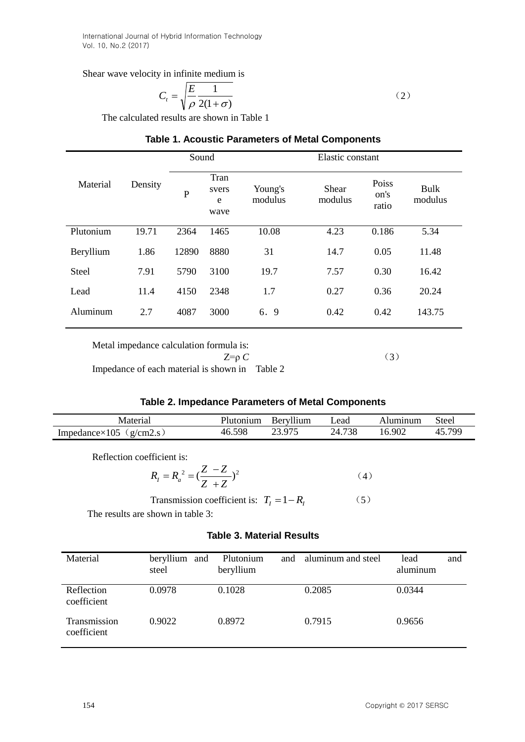Shear wave velocity in infinite medium is

$$C_t = \sqrt{\frac{E}{\rho}\frac{1}{2(1+\sigma)}} \quad (2)$$

The calculated results are shown in Table 1

**Table 1. Acoustic Parameters of Metal Components**

| Material | Density | Sound | | Elastic constant | | | |
|---|---|---|---|---|---|---|---|
| | | P | Transverse wave | Young's modulus | Shear modulus | Poisson's ratio | Bulk modulus |
| Plutonium | 19.71 | 2364 | 1465 | 10.08 | 4.23 | 0.186 | 5.34 |
| Beryllium | 1.86 | 12890 | 8880 | 31 | 14.7 | 0.05 | 11.48 |
| Steel | 7.91 | 5790 | 3100 | 19.7 | 7.57 | 0.30 | 16.42 |
| Lead | 11.4 | 4150 | 2348 | 1.7 | 0.27 | 0.36 | 20.24 |
| Aluminum | 2.7 | 4087 | 3000 | 6．9 | 0.42 | 0.42 | 143.75 |

Metal impedance calculation formula is:

$$Z=\rho C \quad (3)$$

Impedance of each material is shown in Table 2

**Table 2. Impedance Parameters of Metal Components**

| Material | Plutonium | Beryllium | Lead | Aluminum | Steel |
|---|---|---|---|---|---|
| Impedance×105（g/cm2.s） | 46.598 | 23.975 | 24.738 | 16.902 | 45.799 |

Reflection coefficient is:

$$R_I = R_a^{\ 2} = (\frac{Z - Z}{Z + Z})^2 \quad (4)$$

Transmission coefficient is: $T_I = 1 - R_I$ (5)

The results are shown in table 3:

**Table 3. Material Results**

| Material | beryllium and steel | Plutonium and beryllium | aluminum and steel | lead and aluminum |
|---|---|---|---|---|
| Reflection coefficient | 0.0978 | 0.1028 | 0.2085 | 0.0344 |
| Transmission coefficient | 0.9022 | 0.8972 | 0.7915 | 0.9656 |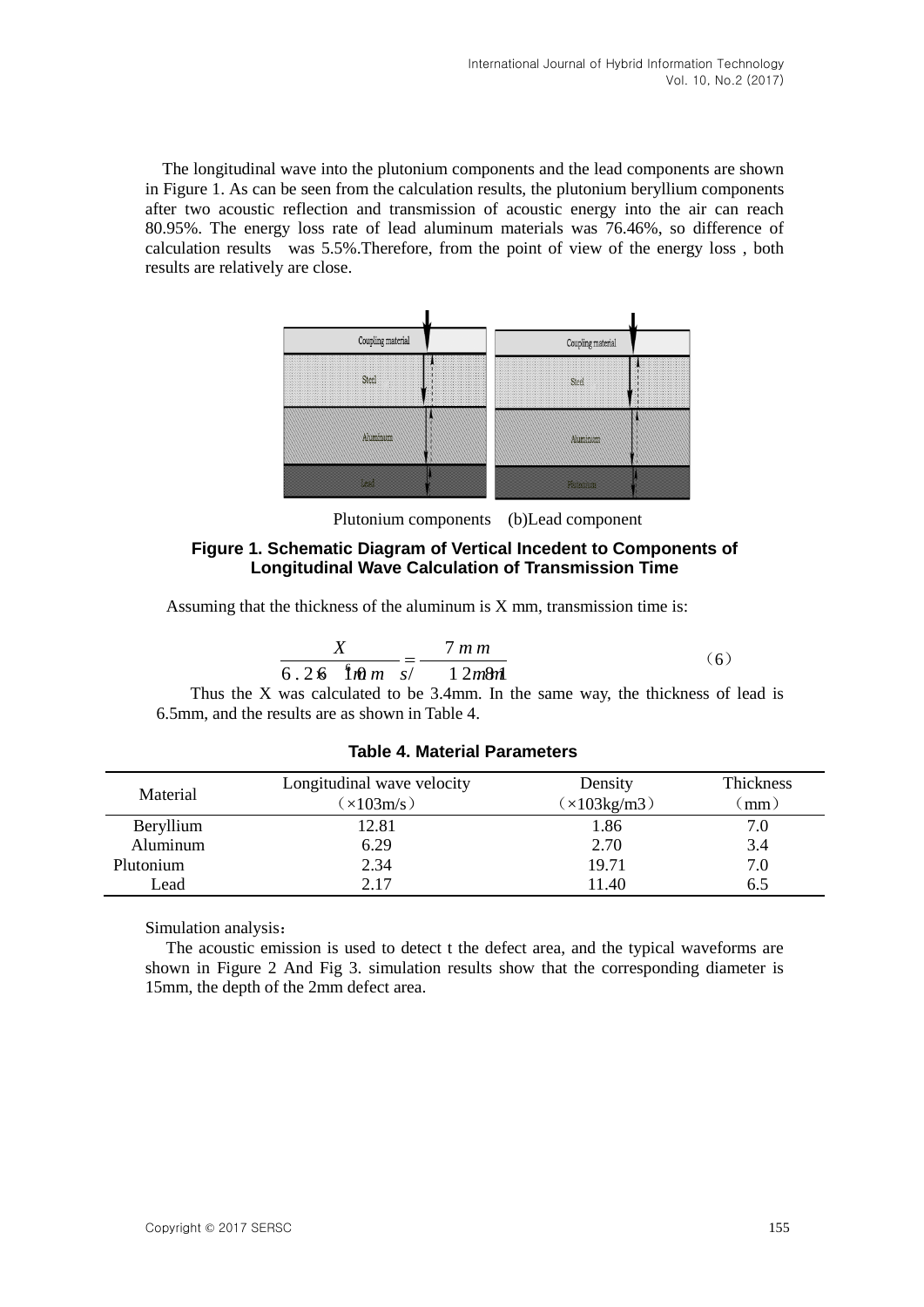The longitudinal wave into the plutonium components and the lead components are shown in Figure 1. As can be seen from the calculation results, the plutonium beryllium components after two acoustic reflection and transmission of acoustic energy into the air can reach 80.95%. The energy loss rate of lead aluminum materials was 76.46%, so difference of calculation results was 5.5%.Therefore, from the point of view of the energy loss , both results are relatively are close.

Plutonium components (b)Lead component

**Figure 1. Schematic Diagram of Vertical Incedent to Components of Longitudinal Wave Calculation of Transmission Time**

Assuming that the thickness of the aluminum is X mm, transmission time is:

$$\frac{X}{6.29 \times 10^6 \, mm/s} = \frac{7\,mm}{12.81\,m} \qquad (6)$$

Thus the X was calculated to be 3.4mm. In the same way, the thickness of lead is 6.5mm, and the results are as shown in Table 4.

**Table 4. Material Parameters**

| Material | Longitudinal wave velocity (×103m/s) | Density (×103kg/m3) | Thickness (mm) |
|---|---|---|---|
| Beryllium | 12.81 | 1.86 | 7.0 |
| Aluminum | 6.29 | 2.70 | 3.4 |
| Plutonium | 2.34 | 19.71 | 7.0 |
| Lead | 2.17 | 11.40 | 6.5 |

Simulation analysis：

The acoustic emission is used to detect t the defect area, and the typical waveforms are shown in Figure 2 And Fig 3. simulation results show that the corresponding diameter is 15mm, the depth of the 2mm defect area.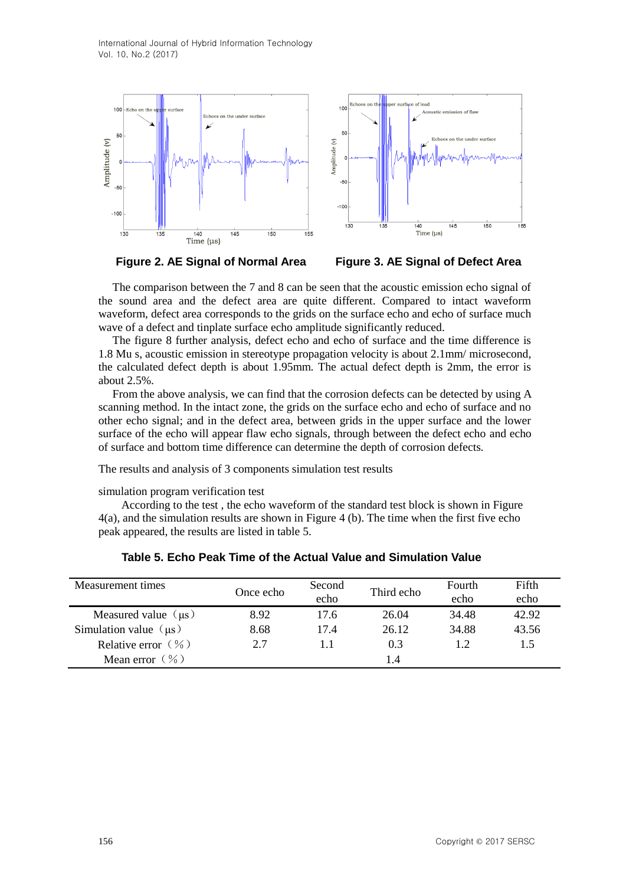**Figure 2. AE Signal of Normal Area**

**Figure 3. AE Signal of Defect Area**

The comparison between the 7 and 8 can be seen that the acoustic emission echo signal of the sound area and the defect area are quite different. Compared to intact waveform waveform, defect area corresponds to the grids on the surface echo and echo of surface much wave of a defect and tinplate surface echo amplitude significantly reduced.

The figure 8 further analysis, defect echo and echo of surface and the time difference is 1.8 Mu s, acoustic emission in stereotype propagation velocity is about 2.1mm/ microsecond, the calculated defect depth is about 1.95mm. The actual defect depth is 2mm, the error is about 2.5%.

From the above analysis, we can find that the corrosion defects can be detected by using A scanning method. In the intact zone, the grids on the surface echo and echo of surface and no other echo signal; and in the defect area, between grids in the upper surface and the lower surface of the echo will appear flaw echo signals, through between the defect echo and echo of surface and bottom time difference can determine the depth of corrosion defects.

The results and analysis of 3 components simulation test results

simulation program verification test

According to the test , the echo waveform of the standard test block is shown in Figure 4(a), and the simulation results are shown in Figure 4 (b). The time when the first five echo peak appeared, the results are listed in table 5.

**Table 5. Echo Peak Time of the Actual Value and Simulation Value**

| Measurement times | Once echo | Second echo | Third echo | Fourth echo | Fifth echo |
|---|---|---|---|---|---|
| Measured value（μs） | 8.92 | 17.6 | 26.04 | 34.48 | 42.92 |
| Simulation value（μs） | 8.68 | 17.4 | 26.12 | 34.88 | 43.56 |
| Relative error（%） | 2.7 | 1.1 | 0.3 | 1.2 | 1.5 |
| Mean error（%） | | | 1.4 | | |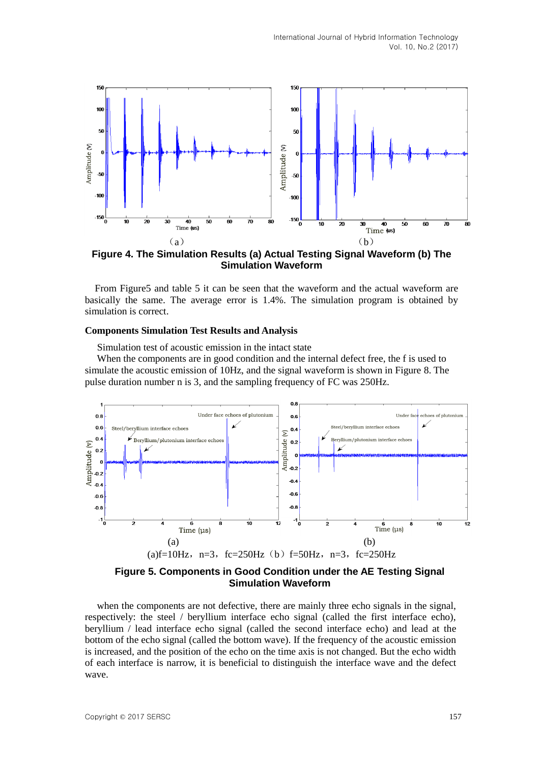**Figure 4. The Simulation Results (a) Actual Testing Signal Waveform (b) The Simulation Waveform**

From Figure5 and table 5 it can be seen that the waveform and the actual waveform are basically the same. The average error is 1.4%. The simulation program is obtained by simulation is correct.

**Components Simulation Test Results and Analysis**

Simulation test of acoustic emission in the intact state

When the components are in good condition and the internal defect free, the f is used to simulate the acoustic emission of 10Hz, and the signal waveform is shown in Figure 8. The pulse duration number n is 3, and the sampling frequency of FC was 250Hz.

(a)f=10Hz，n=3，fc=250Hz（b）f=50Hz，n=3，fc=250Hz

**Figure 5. Components in Good Condition under the AE Testing Signal Simulation Waveform**

when the components are not defective, there are mainly three echo signals in the signal, respectively: the steel / beryllium interface echo signal (called the first interface echo), beryllium / lead interface echo signal (called the second interface echo) and lead at the bottom of the echo signal (called the bottom wave). If the frequency of the acoustic emission is increased, and the position of the echo on the time axis is not changed. But the echo width of each interface is narrow, it is beneficial to distinguish the interface wave and the defect wave.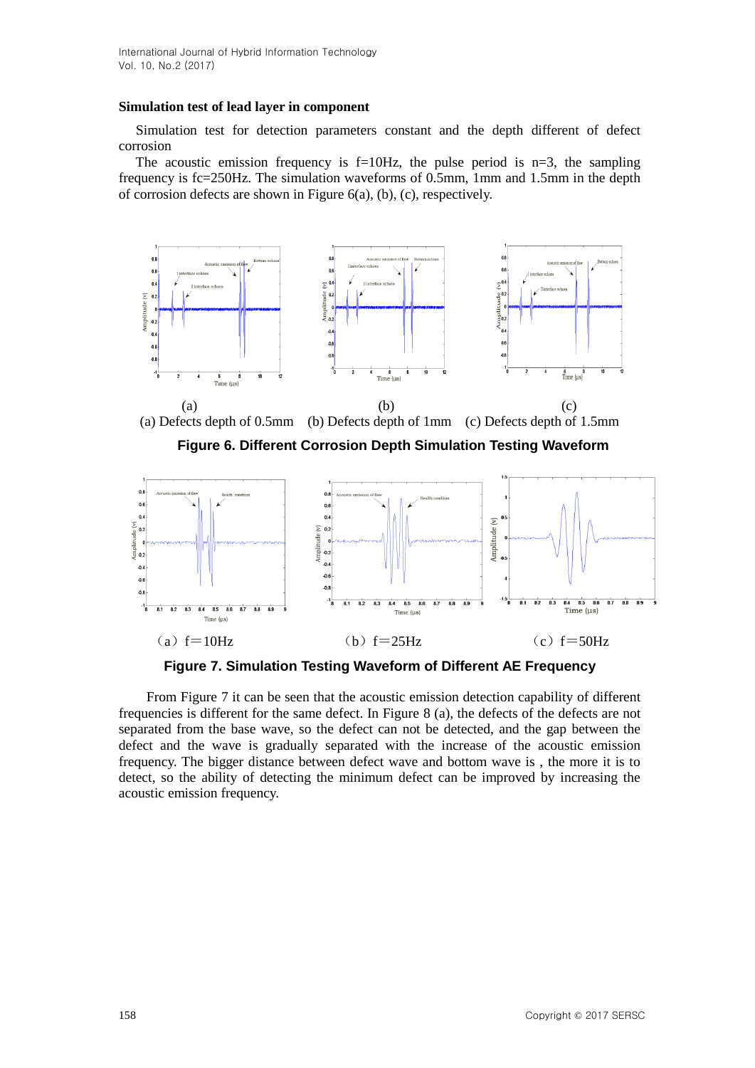**Simulation test of lead layer in component**

Simulation test for detection parameters constant and the depth different of defect corrosion

The acoustic emission frequency is f=10Hz, the pulse period is n=3, the sampling frequency is fc=250Hz. The simulation waveforms of 0.5mm, 1mm and 1.5mm in the depth of corrosion defects are shown in Figure 6(a), (b), (c), respectively.

(a) (b) (c)

(a) Defects depth of 0.5mm (b) Defects depth of 1mm (c) Defects depth of 1.5mm

**Figure 6. Different Corrosion Depth Simulation Testing Waveform**

（a）f＝10Hz （b）f＝25Hz （c）f＝50Hz

**Figure 7. Simulation Testing Waveform of Different AE Frequency**

From Figure 7 it can be seen that the acoustic emission detection capability of different frequencies is different for the same defect. In Figure 8 (a), the defects of the defects are not separated from the base wave, so the defect can not be detected, and the gap between the defect and the wave is gradually separated with the increase of the acoustic emission frequency. The bigger distance between defect wave and bottom wave is , the more it is to detect, so the ability of detecting the minimum defect can be improved by increasing the acoustic emission frequency.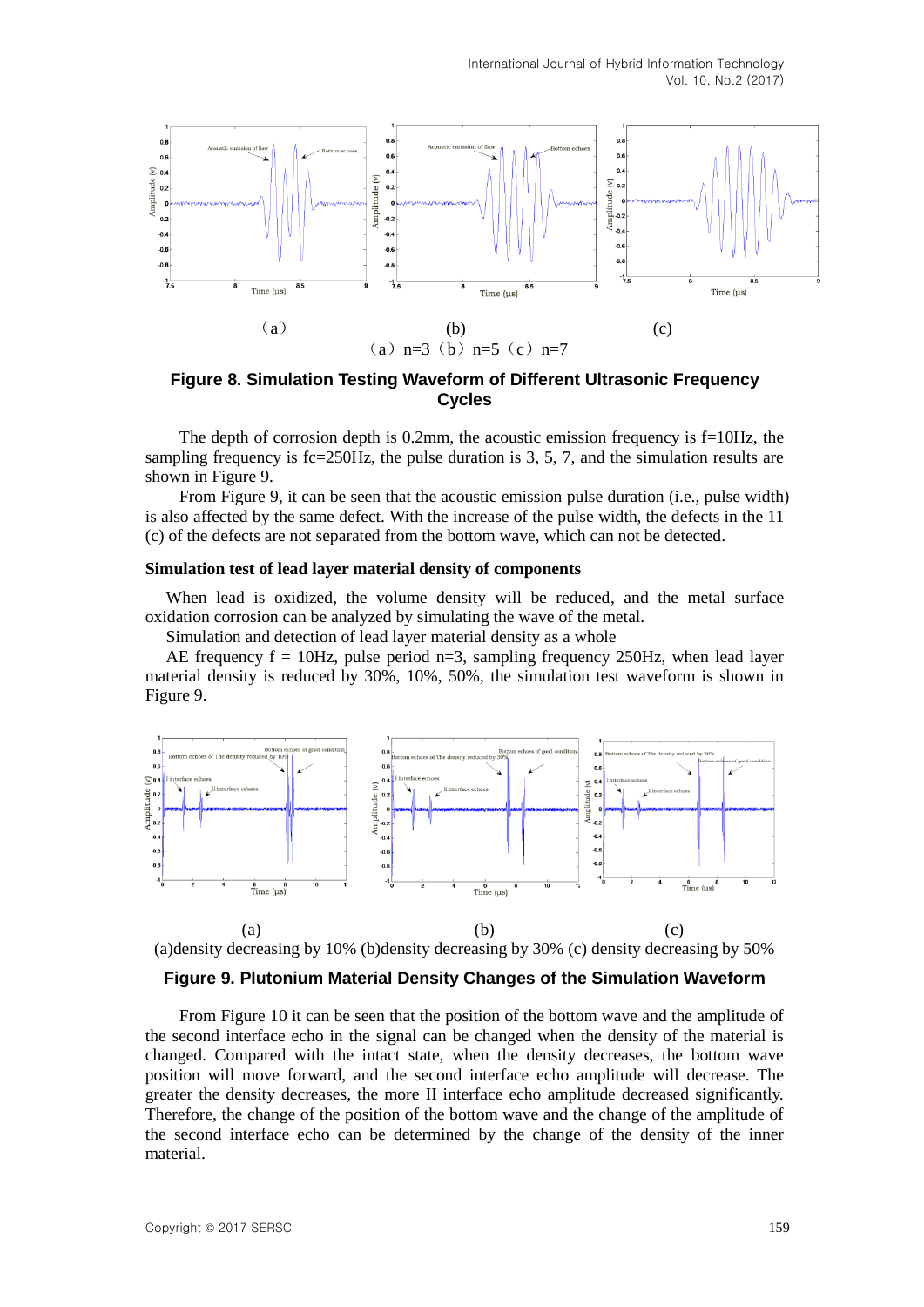(a)　　　　　　(b)　　　　　　(c)

（a）n=3（b）n=5（c）n=7

**Figure 8. Simulation Testing Waveform of Different Ultrasonic Frequency Cycles**

The depth of corrosion depth is 0.2mm, the acoustic emission frequency is f=10Hz, the sampling frequency is fc=250Hz, the pulse duration is 3, 5, 7, and the simulation results are shown in Figure 9.

From Figure 9, it can be seen that the acoustic emission pulse duration (i.e., pulse width) is also affected by the same defect. With the increase of the pulse width, the defects in the 11 (c) of the defects are not separated from the bottom wave, which can not be detected.

**Simulation test of lead layer material density of components**

When lead is oxidized, the volume density will be reduced, and the metal surface oxidation corrosion can be analyzed by simulating the wave of the metal.

Simulation and detection of lead layer material density as a whole

AE frequency f = 10Hz, pulse period n=3, sampling frequency 250Hz, when lead layer material density is reduced by 30%, 10%, 50%, the simulation test waveform is shown in Figure 9.

(a)　　　　　　(b)　　　　　　(c)

(a)density decreasing by 10% (b)density decreasing by 30% (c) density decreasing by 50%

**Figure 9. Plutonium Material Density Changes of the Simulation Waveform**

From Figure 10 it can be seen that the position of the bottom wave and the amplitude of the second interface echo in the signal can be changed when the density of the material is changed. Compared with the intact state, when the density decreases, the bottom wave position will move forward, and the second interface echo amplitude will decrease. The greater the density decreases, the more II interface echo amplitude decreased significantly. Therefore, the change of the position of the bottom wave and the change of the amplitude of the second interface echo can be determined by the change of the density of the inner material.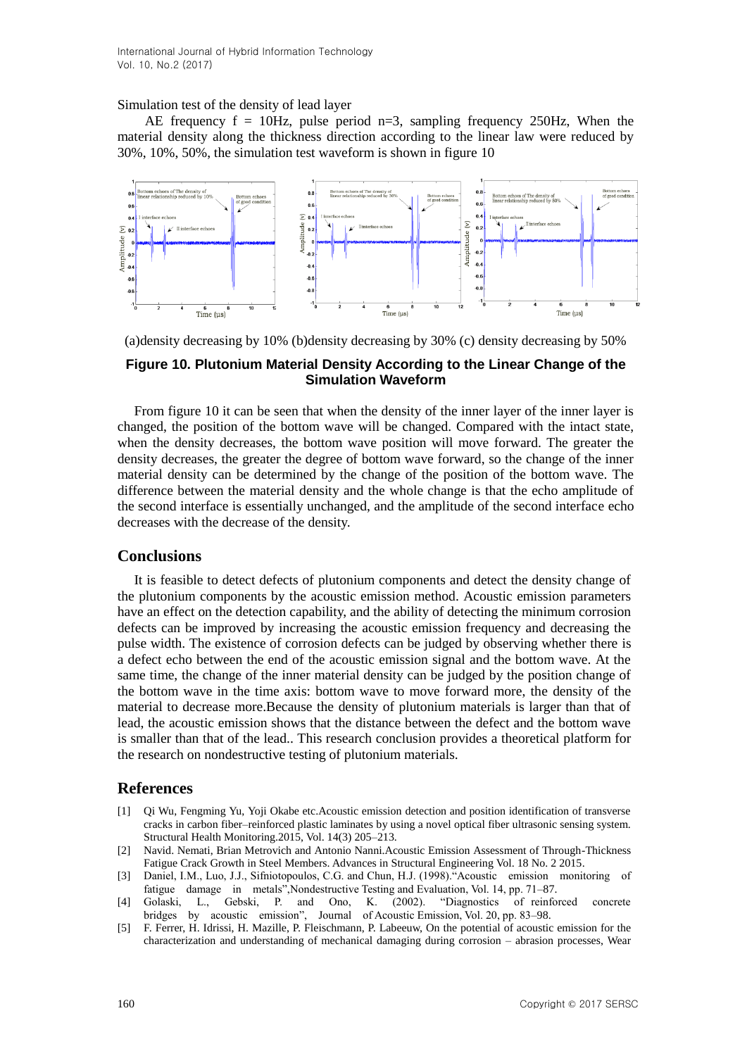Simulation test of the density of lead layer

AE frequency f = 10Hz, pulse period n=3, sampling frequency 250Hz, When the material density along the thickness direction according to the linear law were reduced by 30%, 10%, 50%, the simulation test waveform is shown in figure 10

(a)density decreasing by 10% (b)density decreasing by 30% (c) density decreasing by 50%

**Figure 10. Plutonium Material Density According to the Linear Change of the Simulation Waveform**

From figure 10 it can be seen that when the density of the inner layer of the inner layer is changed, the position of the bottom wave will be changed. Compared with the intact state, when the density decreases, the bottom wave position will move forward. The greater the density decreases, the greater the degree of bottom wave forward, so the change of the inner material density can be determined by the change of the position of the bottom wave. The difference between the material density and the whole change is that the echo amplitude of the second interface is essentially unchanged, and the amplitude of the second interface echo decreases with the decrease of the density.

## Conclusions

It is feasible to detect defects of plutonium components and detect the density change of the plutonium components by the acoustic emission method. Acoustic emission parameters have an effect on the detection capability, and the ability of detecting the minimum corrosion defects can be improved by increasing the acoustic emission frequency and decreasing the pulse width. The existence of corrosion defects can be judged by observing whether there is a defect echo between the end of the acoustic emission signal and the bottom wave. At the same time, the change of the inner material density can be judged by the position change of the bottom wave in the time axis: bottom wave to move forward more, the density of the material to decrease more.Because the density of plutonium materials is larger than that of lead, the acoustic emission shows that the distance between the defect and the bottom wave is smaller than that of the lead.. This research conclusion provides a theoretical platform for the research on nondestructive testing of plutonium materials.

## References

[1] Qi Wu, Fengming Yu, Yoji Okabe etc.Acoustic emission detection and position identification of transverse cracks in carbon fiber–reinforced plastic laminates by using a novel optical fiber ultrasonic sensing system. Structural Health Monitoring.2015, Vol. 14(3) 205–213.

[2] Navid. Nemati, Brian Metrovich and Antonio Nanni.Acoustic Emission Assessment of Through-Thickness Fatigue Crack Growth in Steel Members. Advances in Structural Engineering Vol. 18 No. 2 2015.

[3] Daniel, I.M., Luo, J.J., Sifniotopoulos, C.G. and Chun, H.J. (1998)."Acoustic emission monitoring of fatigue damage in metals",Nondestructive Testing and Evaluation, Vol. 14, pp. 71–87.

[4] Golaski, L., Gebski, P. and Ono, K. (2002). "Diagnostics of reinforced concrete bridges by acoustic emission", Journal of Acoustic Emission, Vol. 20, pp. 83–98.

[5] F. Ferrer, H. Idrissi, H. Mazille, P. Fleischmann, P. Labeeuw, On the potential of acoustic emission for the characterization and understanding of mechanical damaging during corrosion – abrasion processes, Wear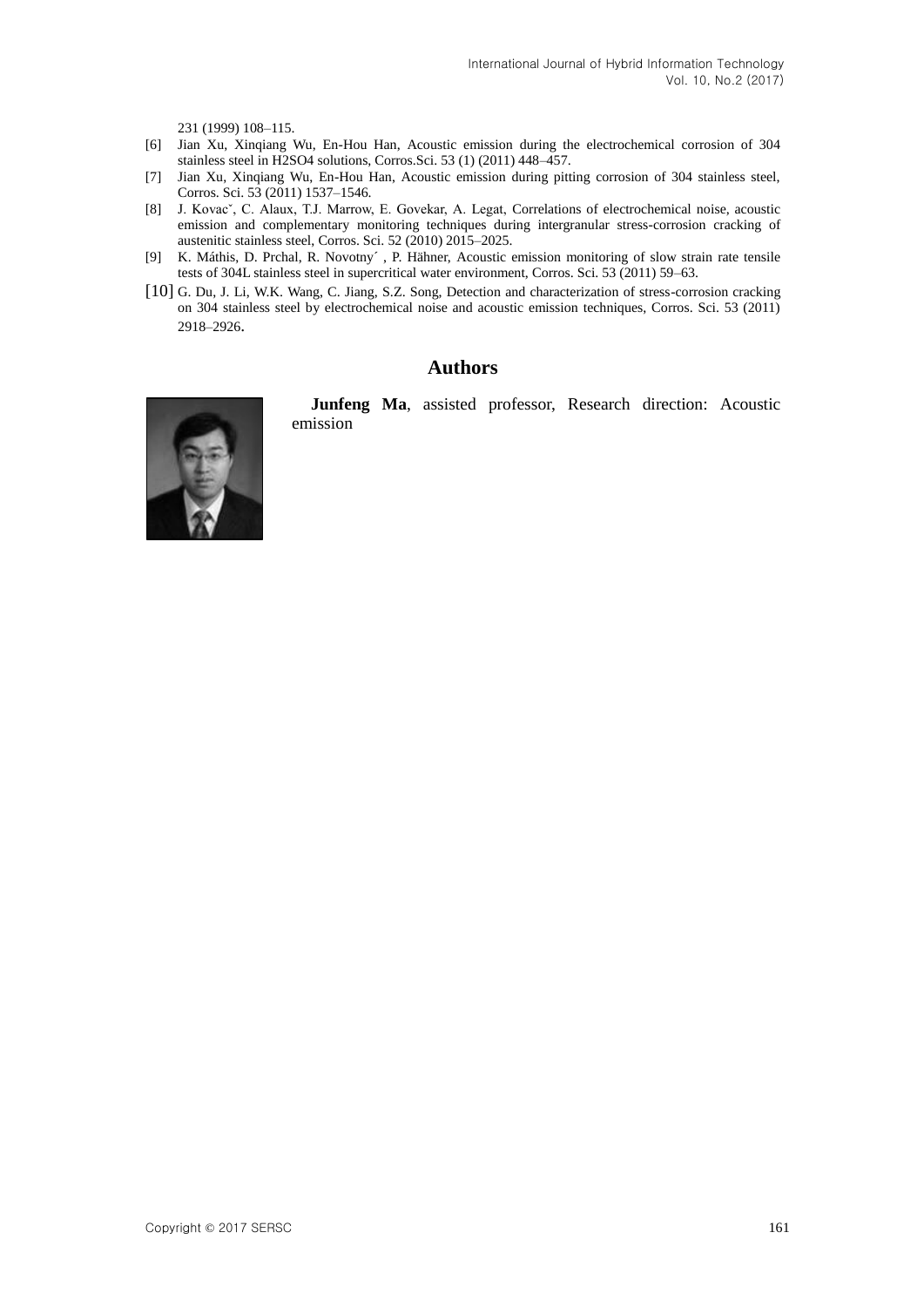231 (1999) 108–115.

[6] Jian Xu, Xinqiang Wu, En-Hou Han, Acoustic emission during the electrochemical corrosion of 304 stainless steel in H2SO4 solutions, Corros.Sci. 53 (1) (2011) 448–457.

[7] Jian Xu, Xinqiang Wu, En-Hou Han, Acoustic emission during pitting corrosion of 304 stainless steel, Corros. Sci. 53 (2011) 1537–1546.

[8] J. Kovacˇ, C. Alaux, T.J. Marrow, E. Govekar, A. Legat, Correlations of electrochemical noise, acoustic emission and complementary monitoring techniques during intergranular stress-corrosion cracking of austenitic stainless steel, Corros. Sci. 52 (2010) 2015–2025.

[9] K. Máthis, D. Prchal, R. Novotny´ , P. Hähner, Acoustic emission monitoring of slow strain rate tensile tests of 304L stainless steel in supercritical water environment, Corros. Sci. 53 (2011) 59–63.

[10] G. Du, J. Li, W.K. Wang, C. Jiang, S.Z. Song, Detection and characterization of stress-corrosion cracking on 304 stainless steel by electrochemical noise and acoustic emission techniques, Corros. Sci. 53 (2011) 2918–2926.

## Authors

**Junfeng Ma**, assisted professor, Research direction: Acoustic emission